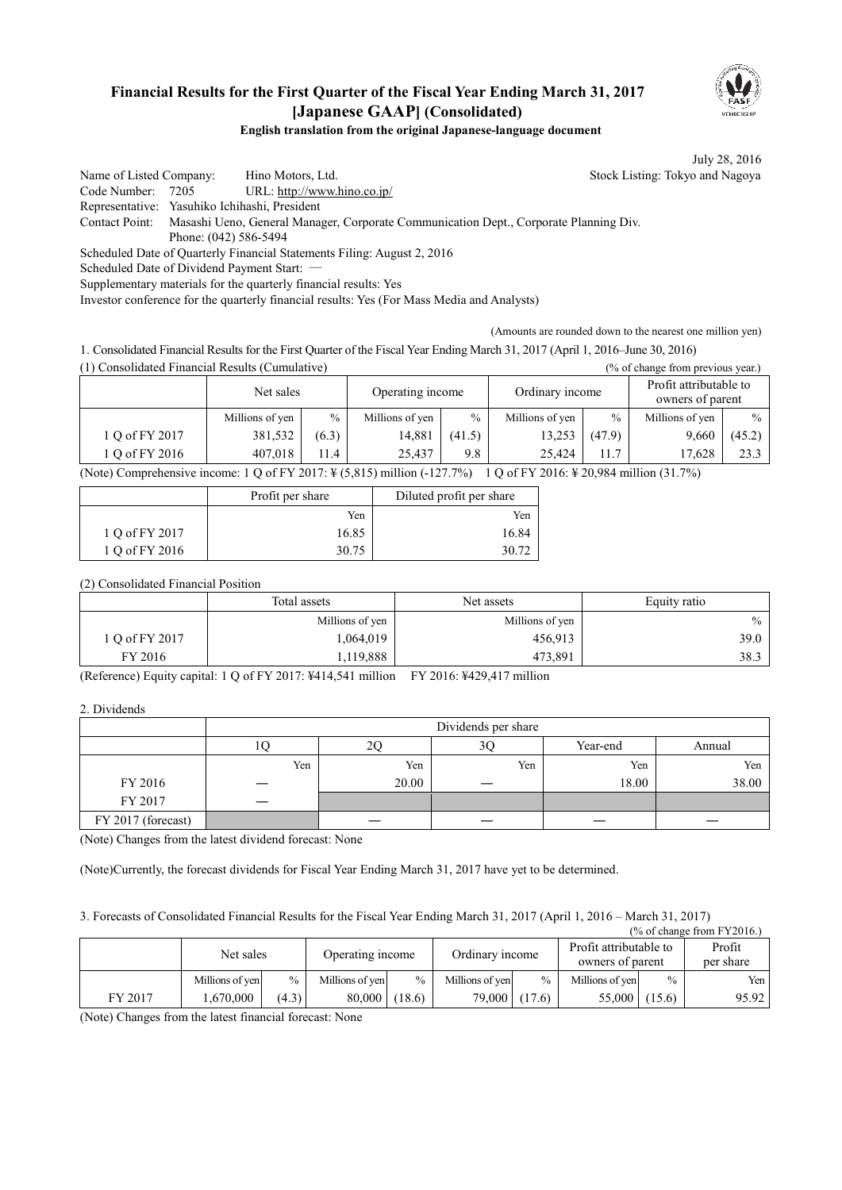# Financial Results for the First Quarter of the Fiscal Year Ending March 31, 2017 [Japanese GAAP] (Consolidated)

**English translation from the original Japanese-language document**

July 28, 2016

Name of Listed Company: Hino Motors, Ltd. Stock Listing: Tokyo and Nagoya
Code Number: 7205 URL: http://www.hino.co.jp/
Representative: Yasuhiko Ichihashi, President
Contact Point: Masashi Ueno, General Manager, Corporate Communication Dept., Corporate Planning Div.
Phone: (042) 586-5494
Scheduled Date of Quarterly Financial Statements Filing: August 2, 2016
Scheduled Date of Dividend Payment Start: —
Supplementary materials for the quarterly financial results: Yes
Investor conference for the quarterly financial results: Yes (For Mass Media and Analysts)

(Amounts are rounded down to the nearest one million yen)

1. Consolidated Financial Results for the First Quarter of the Fiscal Year Ending March 31, 2017 (April 1, 2016–June 30, 2016)

(1) Consolidated Financial Results (Cumulative) (% of change from previous year.)

| | Net sales | | Operating income | | Ordinary income | | Profit attributable to owners of parent | |
|---|---|---|---|---|---|---|---|---|
| | Millions of yen | % | Millions of yen | % | Millions of yen | % | Millions of yen | % |
| 1 Q of FY 2017 | 381,532 | (6.3) | 14,881 | (41.5) | 13,253 | (47.9) | 9,660 | (45.2) |
| 1 Q of FY 2016 | 407,018 | 11.4 | 25,437 | 9.8 | 25,424 | 11.7 | 17,628 | 23.3 |

(Note) Comprehensive income: 1 Q of FY 2017: ¥ (5,815) million (-127.7%) 1 Q of FY 2016: ¥ 20,984 million (31.7%)

| | Profit per share | Diluted profit per share |
|---|---|---|
| | Yen | Yen |
| 1 Q of FY 2017 | 16.85 | 16.84 |
| 1 Q of FY 2016 | 30.75 | 30.72 |

(2) Consolidated Financial Position

| | Total assets | Net assets | Equity ratio |
|---|---|---|---|
| | Millions of yen | Millions of yen | % |
| 1 Q of FY 2017 | 1,064,019 | 456,913 | 39.0 |
| FY 2016 | 1,119,888 | 473,891 | 38.3 |

(Reference) Equity capital: 1 Q of FY 2017: ¥414,541 million FY 2016: ¥429,417 million

2. Dividends

| | Dividends per share | | | | |
|---|---|---|---|---|---|
| | 1Q | 2Q | 3Q | Year-end | Annual |
| | Yen | Yen | Yen | Yen | Yen |
| FY 2016 | — | 20.00 | — | 18.00 | 38.00 |
| FY 2017 | — | | | | |
| FY 2017 (forecast) | | — | — | — | — |

(Note) Changes from the latest dividend forecast: None

(Note)Currently, the forecast dividends for Fiscal Year Ending March 31, 2017 have yet to be determined.

3. Forecasts of Consolidated Financial Results for the Fiscal Year Ending March 31, 2017 (April 1, 2016 – March 31, 2017)

(% of change from FY2016.)

| | Net sales | | Operating income | | Ordinary income | | Profit attributable to owners of parent | | Profit per share |
|---|---|---|---|---|---|---|---|---|---|
| | Millions of yen | % | Millions of yen | % | Millions of yen | % | Millions of yen | % | Yen |
| FY 2017 | 1,670,000 | (4.3) | 80,000 | (18.6) | 79,000 | (17.6) | 55,000 | (15.6) | 95.92 |

(Note) Changes from the latest financial forecast: None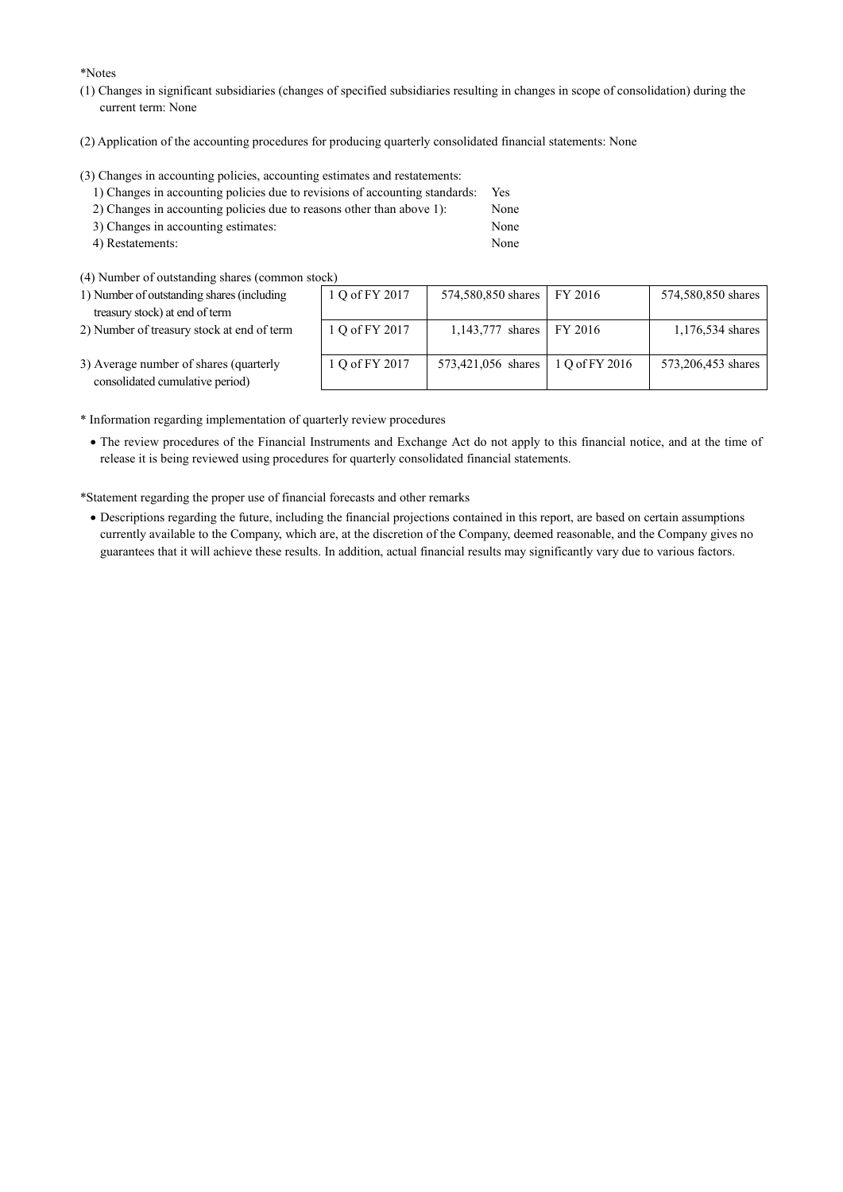*Notes

(1) Changes in significant subsidiaries (changes of specified subsidiaries resulting in changes in scope of consolidation) during the current term: None

(2) Application of the accounting procedures for producing quarterly consolidated financial statements: None

(3) Changes in accounting policies, accounting estimates and restatements:

| | |
|---|---|
| 1) Changes in accounting policies due to revisions of accounting standards: | Yes |
| 2) Changes in accounting policies due to reasons other than above 1): | None |
| 3) Changes in accounting estimates: | None |
| 4) Restatements: | None |

(4) Number of outstanding shares (common stock)

| | | | | |
|---|---|---|---|---|
| 1) Number of outstanding shares (including treasury stock) at end of term | 1 Q of FY 2017 | 574,580,850 shares | FY 2016 | 574,580,850 shares |
| 2) Number of treasury stock at end of term | 1 Q of FY 2017 | 1,143,777 shares | FY 2016 | 1,176,534 shares |
| 3) Average number of shares (quarterly consolidated cumulative period) | 1 Q of FY 2017 | 573,421,056 shares | 1 Q of FY 2016 | 573,206,453 shares |

* Information regarding implementation of quarterly review procedures

- The review procedures of the Financial Instruments and Exchange Act do not apply to this financial notice, and at the time of release it is being reviewed using procedures for quarterly consolidated financial statements.

*Statement regarding the proper use of financial forecasts and other remarks

- Descriptions regarding the future, including the financial projections contained in this report, are based on certain assumptions currently available to the Company, which are, at the discretion of the Company, deemed reasonable, and the Company gives no guarantees that it will achieve these results. In addition, actual financial results may significantly vary due to various factors.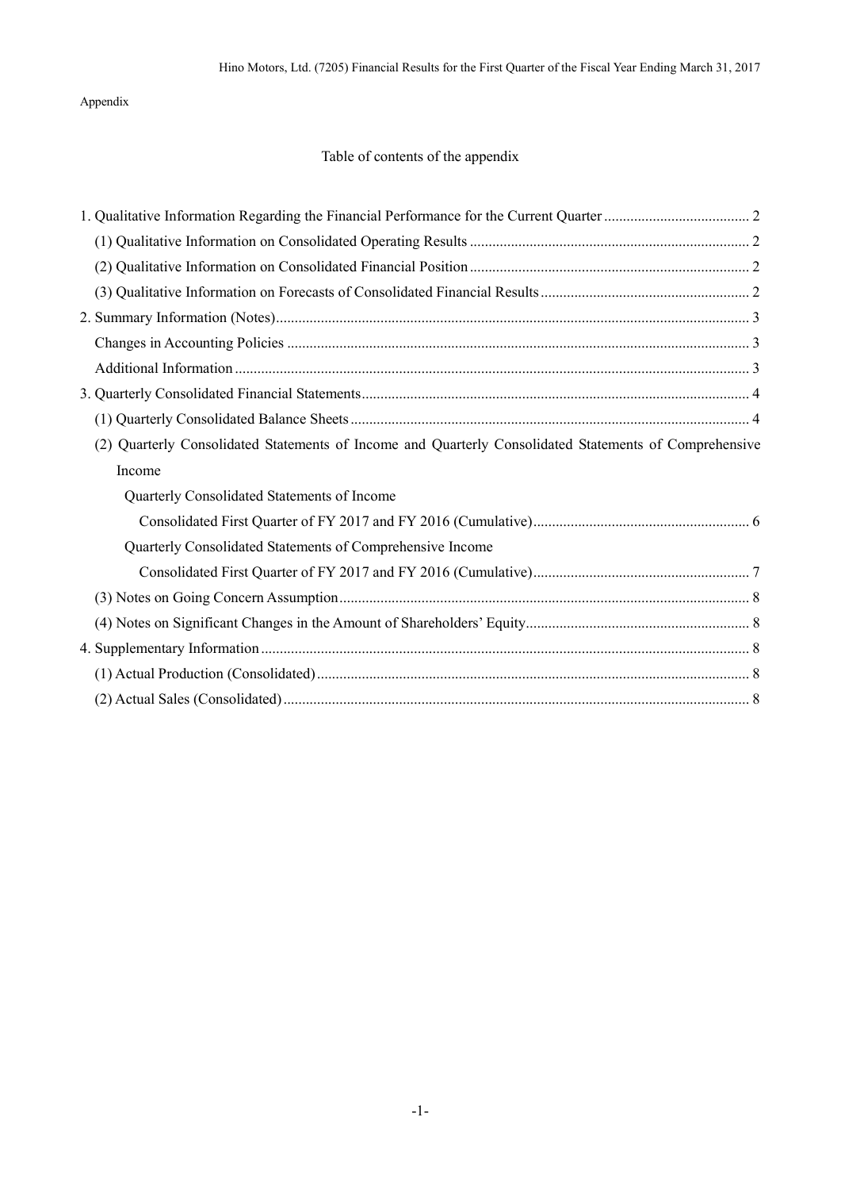Appendix

## Table of contents of the appendix

1. Qualitative Information Regarding the Financial Performance for the Current Quarter ....................................... 2
   - (1) Qualitative Information on Consolidated Operating Results ........................................................................... 2
   - (2) Qualitative Information on Consolidated Financial Position ........................................................................... 2
   - (3) Qualitative Information on Forecasts of Consolidated Financial Results ........................................................ 2
2. Summary Information (Notes)............................................................................................................................. 3
   - Changes in Accounting Policies .......................................................................................................................... 3
   - Additional Information ........................................................................................................................................ 3
3. Quarterly Consolidated Financial Statements....................................................................................................... 4
   - (1) Quarterly Consolidated Balance Sheets .......................................................................................................... 4
   - (2) Quarterly Consolidated Statements of Income and Quarterly Consolidated Statements of Comprehensive Income
     - Quarterly Consolidated Statements of Income
       - Consolidated First Quarter of FY 2017 and FY 2016 (Cumulative).......................................................... 6
     - Quarterly Consolidated Statements of Comprehensive Income
       - Consolidated First Quarter of FY 2017 and FY 2016 (Cumulative).......................................................... 7
   - (3) Notes on Going Concern Assumption............................................................................................................ 8
   - (4) Notes on Significant Changes in the Amount of Shareholders' Equity............................................................ 8
4. Supplementary Information ................................................................................................................................. 8
   - (1) Actual Production (Consolidated) .................................................................................................................. 8
   - (2) Actual Sales (Consolidated) ........................................................................................................................... 8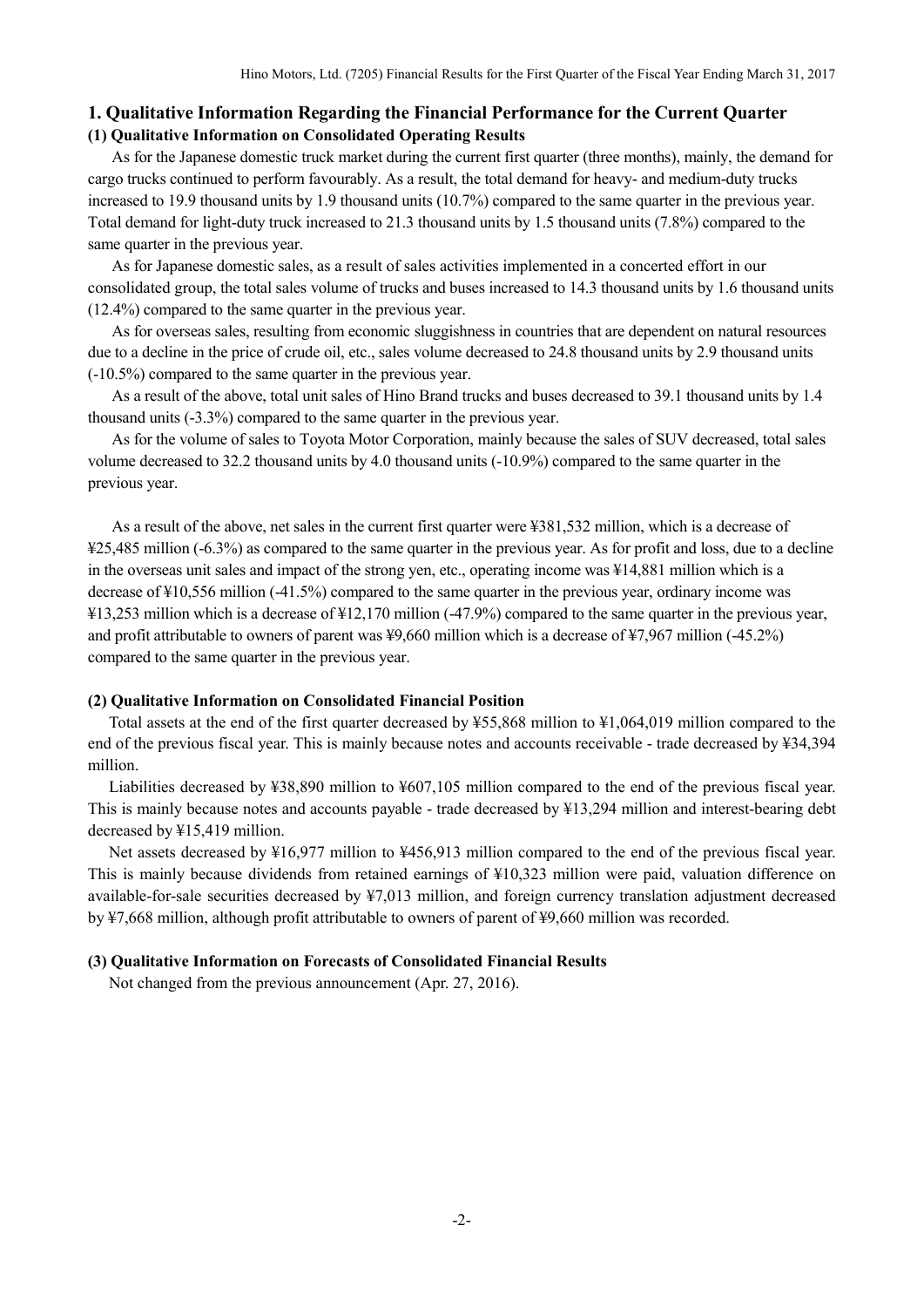## 1. Qualitative Information Regarding the Financial Performance for the Current Quarter

### (1) Qualitative Information on Consolidated Operating Results

As for the Japanese domestic truck market during the current first quarter (three months), mainly, the demand for cargo trucks continued to perform favourably. As a result, the total demand for heavy- and medium-duty trucks increased to 19.9 thousand units by 1.9 thousand units (10.7%) compared to the same quarter in the previous year. Total demand for light-duty truck increased to 21.3 thousand units by 1.5 thousand units (7.8%) compared to the same quarter in the previous year.

As for Japanese domestic sales, as a result of sales activities implemented in a concerted effort in our consolidated group, the total sales volume of trucks and buses increased to 14.3 thousand units by 1.6 thousand units (12.4%) compared to the same quarter in the previous year.

As for overseas sales, resulting from economic sluggishness in countries that are dependent on natural resources due to a decline in the price of crude oil, etc., sales volume decreased to 24.8 thousand units by 2.9 thousand units (-10.5%) compared to the same quarter in the previous year.

As a result of the above, total unit sales of Hino Brand trucks and buses decreased to 39.1 thousand units by 1.4 thousand units (-3.3%) compared to the same quarter in the previous year.

As for the volume of sales to Toyota Motor Corporation, mainly because the sales of SUV decreased, total sales volume decreased to 32.2 thousand units by 4.0 thousand units (-10.9%) compared to the same quarter in the previous year.

As a result of the above, net sales in the current first quarter were ¥381,532 million, which is a decrease of ¥25,485 million (-6.3%) as compared to the same quarter in the previous year. As for profit and loss, due to a decline in the overseas unit sales and impact of the strong yen, etc., operating income was ¥14,881 million which is a decrease of ¥10,556 million (-41.5%) compared to the same quarter in the previous year, ordinary income was ¥13,253 million which is a decrease of ¥12,170 million (-47.9%) compared to the same quarter in the previous year, and profit attributable to owners of parent was ¥9,660 million which is a decrease of ¥7,967 million (-45.2%) compared to the same quarter in the previous year.

### (2) Qualitative Information on Consolidated Financial Position

Total assets at the end of the first quarter decreased by ¥55,868 million to ¥1,064,019 million compared to the end of the previous fiscal year. This is mainly because notes and accounts receivable - trade decreased by ¥34,394 million.

Liabilities decreased by ¥38,890 million to ¥607,105 million compared to the end of the previous fiscal year. This is mainly because notes and accounts payable - trade decreased by ¥13,294 million and interest-bearing debt decreased by ¥15,419 million.

Net assets decreased by ¥16,977 million to ¥456,913 million compared to the end of the previous fiscal year. This is mainly because dividends from retained earnings of ¥10,323 million were paid, valuation difference on available-for-sale securities decreased by ¥7,013 million, and foreign currency translation adjustment decreased by ¥7,668 million, although profit attributable to owners of parent of ¥9,660 million was recorded.

### (3) Qualitative Information on Forecasts of Consolidated Financial Results

Not changed from the previous announcement (Apr. 27, 2016).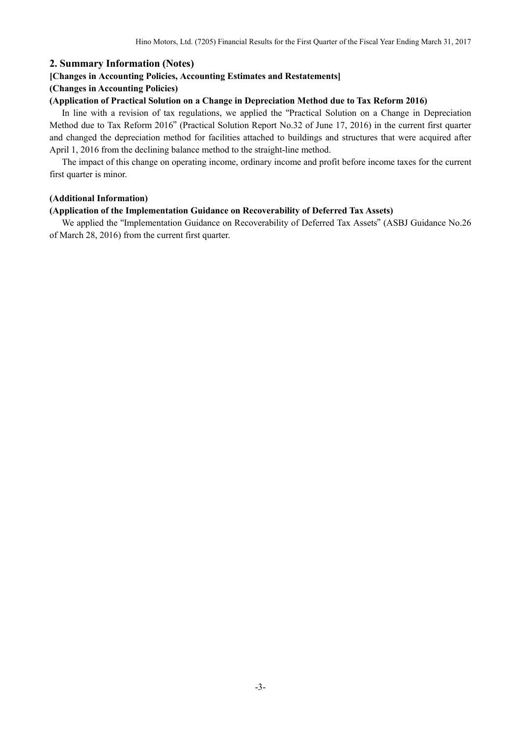## 2. Summary Information (Notes)

**[Changes in Accounting Policies, Accounting Estimates and Restatements]**

**(Changes in Accounting Policies)**

**(Application of Practical Solution on a Change in Depreciation Method due to Tax Reform 2016)**

In line with a revision of tax regulations, we applied the "Practical Solution on a Change in Depreciation Method due to Tax Reform 2016" (Practical Solution Report No.32 of June 17, 2016) in the current first quarter and changed the depreciation method for facilities attached to buildings and structures that were acquired after April 1, 2016 from the declining balance method to the straight-line method.

The impact of this change on operating income, ordinary income and profit before income taxes for the current first quarter is minor.

**(Additional Information)**

**(Application of the Implementation Guidance on Recoverability of Deferred Tax Assets)**

We applied the "Implementation Guidance on Recoverability of Deferred Tax Assets" (ASBJ Guidance No.26 of March 28, 2016) from the current first quarter.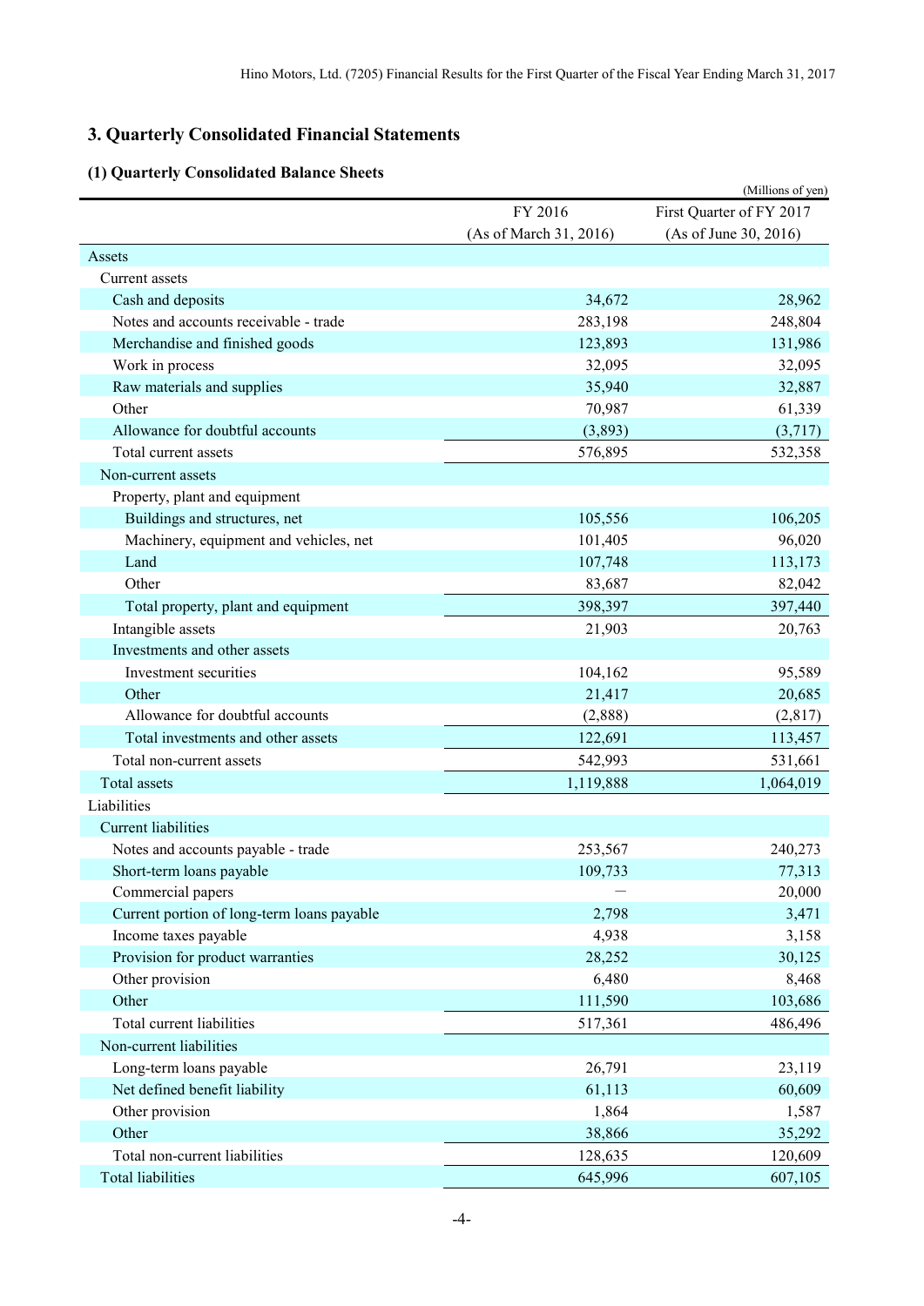## 3. Quarterly Consolidated Financial Statements

### (1) Quarterly Consolidated Balance Sheets

(Millions of yen)

| | FY 2016 (As of March 31, 2016) | First Quarter of FY 2017 (As of June 30, 2016) |
|---|---|---|
| Assets | | |
| Current assets | | |
| Cash and deposits | 34,672 | 28,962 |
| Notes and accounts receivable - trade | 283,198 | 248,804 |
| Merchandise and finished goods | 123,893 | 131,986 |
| Work in process | 32,095 | 32,095 |
| Raw materials and supplies | 35,940 | 32,887 |
| Other | 70,987 | 61,339 |
| Allowance for doubtful accounts | (3,893) | (3,717) |
| Total current assets | 576,895 | 532,358 |
| Non-current assets | | |
| Property, plant and equipment | | |
| Buildings and structures, net | 105,556 | 106,205 |
| Machinery, equipment and vehicles, net | 101,405 | 96,020 |
| Land | 107,748 | 113,173 |
| Other | 83,687 | 82,042 |
| Total property, plant and equipment | 398,397 | 397,440 |
| Intangible assets | 21,903 | 20,763 |
| Investments and other assets | | |
| Investment securities | 104,162 | 95,589 |
| Other | 21,417 | 20,685 |
| Allowance for doubtful accounts | (2,888) | (2,817) |
| Total investments and other assets | 122,691 | 113,457 |
| Total non-current assets | 542,993 | 531,661 |
| Total assets | 1,119,888 | 1,064,019 |
| Liabilities | | |
| Current liabilities | | |
| Notes and accounts payable - trade | 253,567 | 240,273 |
| Short-term loans payable | 109,733 | 77,313 |
| Commercial papers | — | 20,000 |
| Current portion of long-term loans payable | 2,798 | 3,471 |
| Income taxes payable | 4,938 | 3,158 |
| Provision for product warranties | 28,252 | 30,125 |
| Other provision | 6,480 | 8,468 |
| Other | 111,590 | 103,686 |
| Total current liabilities | 517,361 | 486,496 |
| Non-current liabilities | | |
| Long-term loans payable | 26,791 | 23,119 |
| Net defined benefit liability | 61,113 | 60,609 |
| Other provision | 1,864 | 1,587 |
| Other | 38,866 | 35,292 |
| Total non-current liabilities | 128,635 | 120,609 |
| Total liabilities | 645,996 | 607,105 |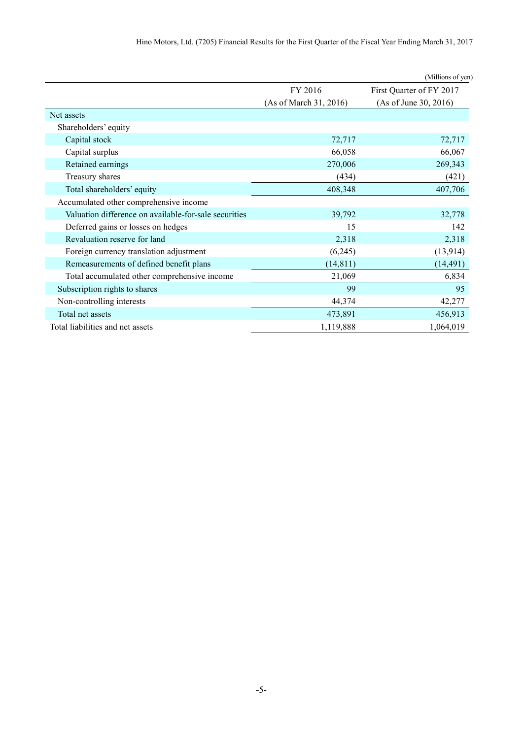(Millions of yen)

| | FY 2016 (As of March 31, 2016) | First Quarter of FY 2017 (As of June 30, 2016) |
|---|---|---|
| Net assets | | |
| Shareholders' equity | | |
| Capital stock | 72,717 | 72,717 |
| Capital surplus | 66,058 | 66,067 |
| Retained earnings | 270,006 | 269,343 |
| Treasury shares | (434) | (421) |
| Total shareholders' equity | 408,348 | 407,706 |
| Accumulated other comprehensive income | | |
| Valuation difference on available-for-sale securities | 39,792 | 32,778 |
| Deferred gains or losses on hedges | 15 | 142 |
| Revaluation reserve for land | 2,318 | 2,318 |
| Foreign currency translation adjustment | (6,245) | (13,914) |
| Remeasurements of defined benefit plans | (14,811) | (14,491) |
| Total accumulated other comprehensive income | 21,069 | 6,834 |
| Subscription rights to shares | 99 | 95 |
| Non-controlling interests | 44,374 | 42,277 |
| Total net assets | 473,891 | 456,913 |
| Total liabilities and net assets | 1,119,888 | 1,064,019 |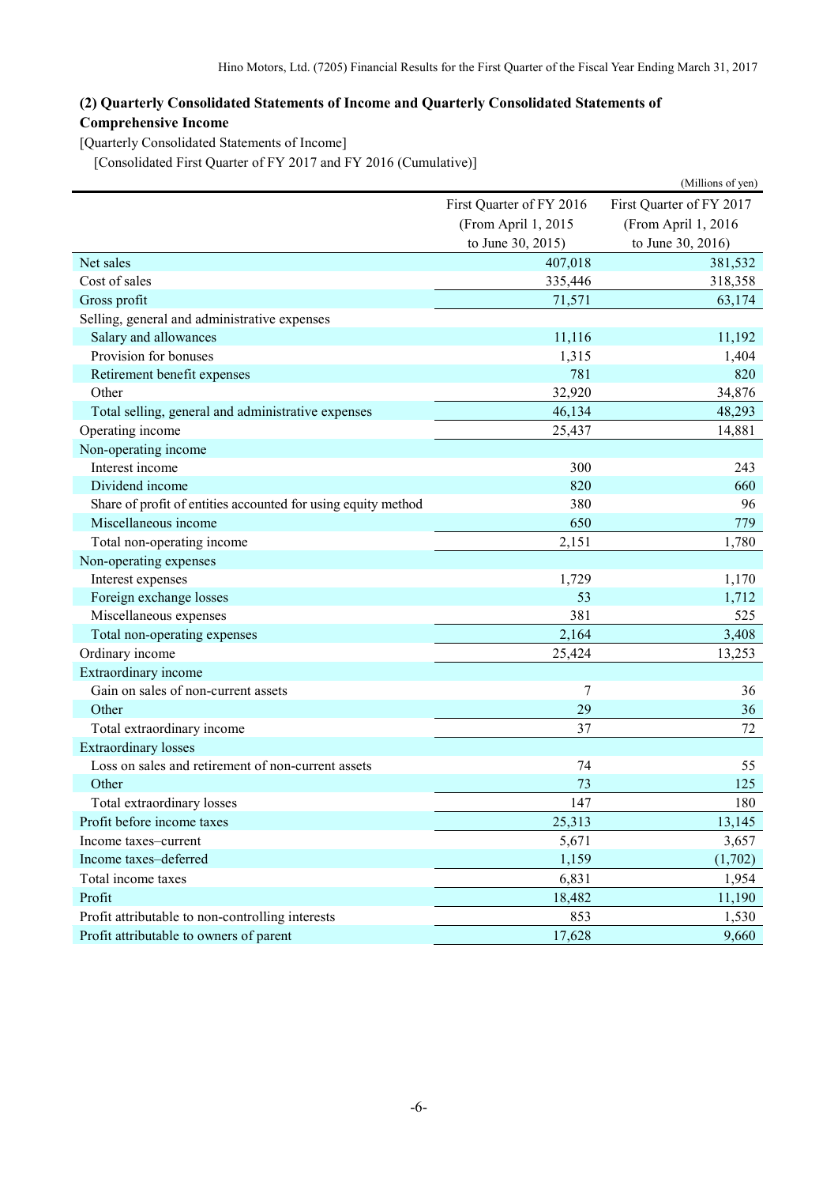### (2) Quarterly Consolidated Statements of Income and Quarterly Consolidated Statements of Comprehensive Income

[Quarterly Consolidated Statements of Income]

[Consolidated First Quarter of FY 2017 and FY 2016 (Cumulative)]

(Millions of yen)

| | First Quarter of FY 2016 (From April 1, 2015 to June 30, 2015) | First Quarter of FY 2017 (From April 1, 2016 to June 30, 2016) |
|---|---|---|
| Net sales | 407,018 | 381,532 |
| Cost of sales | 335,446 | 318,358 |
| Gross profit | 71,571 | 63,174 |
| Selling, general and administrative expenses | | |
| Salary and allowances | 11,116 | 11,192 |
| Provision for bonuses | 1,315 | 1,404 |
| Retirement benefit expenses | 781 | 820 |
| Other | 32,920 | 34,876 |
| Total selling, general and administrative expenses | 46,134 | 48,293 |
| Operating income | 25,437 | 14,881 |
| Non-operating income | | |
| Interest income | 300 | 243 |
| Dividend income | 820 | 660 |
| Share of profit of entities accounted for using equity method | 380 | 96 |
| Miscellaneous income | 650 | 779 |
| Total non-operating income | 2,151 | 1,780 |
| Non-operating expenses | | |
| Interest expenses | 1,729 | 1,170 |
| Foreign exchange losses | 53 | 1,712 |
| Miscellaneous expenses | 381 | 525 |
| Total non-operating expenses | 2,164 | 3,408 |
| Ordinary income | 25,424 | 13,253 |
| Extraordinary income | | |
| Gain on sales of non-current assets | 7 | 36 |
| Other | 29 | 36 |
| Total extraordinary income | 37 | 72 |
| Extraordinary losses | | |
| Loss on sales and retirement of non-current assets | 74 | 55 |
| Other | 73 | 125 |
| Total extraordinary losses | 147 | 180 |
| Profit before income taxes | 25,313 | 13,145 |
| Income taxes–current | 5,671 | 3,657 |
| Income taxes–deferred | 1,159 | (1,702) |
| Total income taxes | 6,831 | 1,954 |
| Profit | 18,482 | 11,190 |
| Profit attributable to non-controlling interests | 853 | 1,530 |
| Profit attributable to owners of parent | 17,628 | 9,660 |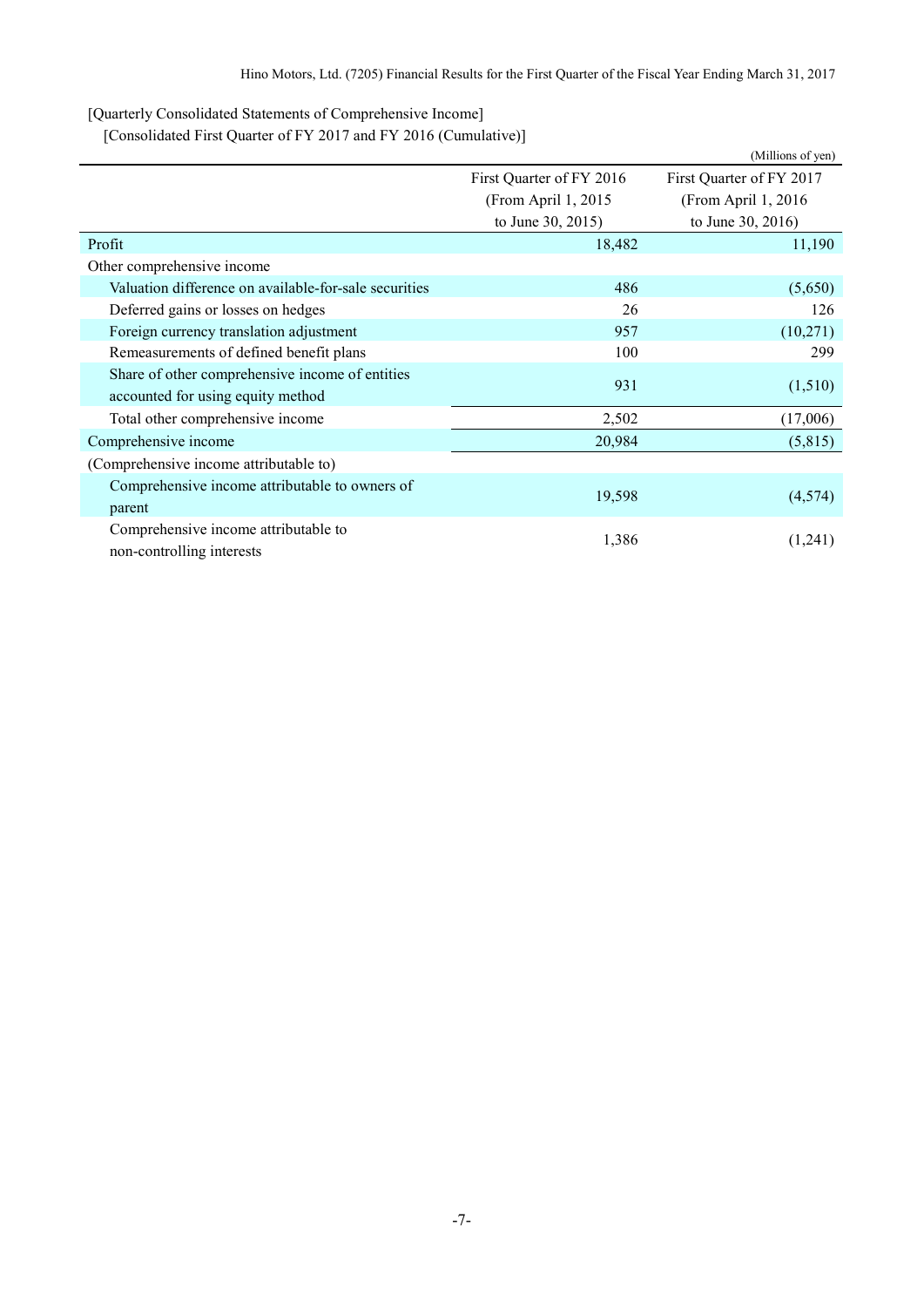[Quarterly Consolidated Statements of Comprehensive Income]

[Consolidated First Quarter of FY 2017 and FY 2016 (Cumulative)]

(Millions of yen)

| | First Quarter of FY 2016 (From April 1, 2015 to June 30, 2015) | First Quarter of FY 2017 (From April 1, 2016 to June 30, 2016) |
|---|---|---|
| Profit | 18,482 | 11,190 |
| Other comprehensive income | | |
| Valuation difference on available-for-sale securities | 486 | (5,650) |
| Deferred gains or losses on hedges | 26 | 126 |
| Foreign currency translation adjustment | 957 | (10,271) |
| Remeasurements of defined benefit plans | 100 | 299 |
| Share of other comprehensive income of entities accounted for using equity method | 931 | (1,510) |
| Total other comprehensive income | 2,502 | (17,006) |
| Comprehensive income | 20,984 | (5,815) |
| (Comprehensive income attributable to) | | |
| Comprehensive income attributable to owners of parent | 19,598 | (4,574) |
| Comprehensive income attributable to non-controlling interests | 1,386 | (1,241) |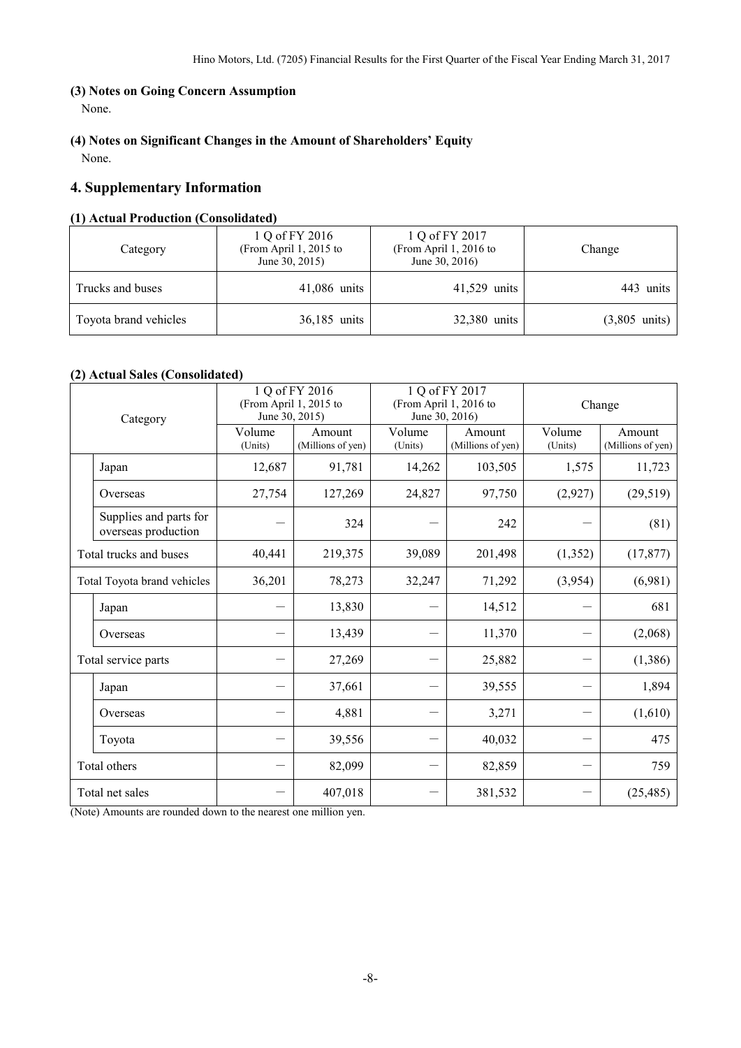### (3) Notes on Going Concern Assumption

None.

### (4) Notes on Significant Changes in the Amount of Shareholders' Equity

None.

## 4. Supplementary Information

### (1) Actual Production (Consolidated)

| Category | 1 Q of FY 2016 (From April 1, 2015 to June 30, 2015) | 1 Q of FY 2017 (From April 1, 2016 to June 30, 2016) | Change |
|---|---|---|---|
| Trucks and buses | 41,086 units | 41,529 units | 443 units |
| Toyota brand vehicles | 36,185 units | 32,380 units | (3,805 units) |

### (2) Actual Sales (Consolidated)

| Category | | 1 Q of FY 2016 (From April 1, 2015 to June 30, 2015) | | 1 Q of FY 2017 (From April 1, 2016 to June 30, 2016) | | Change | |
|---|---|---|---|---|---|---|---|
| | | Volume (Units) | Amount (Millions of yen) | Volume (Units) | Amount (Millions of yen) | Volume (Units) | Amount (Millions of yen) |
| | Japan | 12,687 | 91,781 | 14,262 | 103,505 | 1,575 | 11,723 |
| | Overseas | 27,754 | 127,269 | 24,827 | 97,750 | (2,927) | (29,519) |
| | Supplies and parts for overseas production | ― | 324 | ― | 242 | ― | (81) |
| Total trucks and buses | | 40,441 | 219,375 | 39,089 | 201,498 | (1,352) | (17,877) |
| Total Toyota brand vehicles | | 36,201 | 78,273 | 32,247 | 71,292 | (3,954) | (6,981) |
| | Japan | ― | 13,830 | ― | 14,512 | ― | 681 |
| | Overseas | ― | 13,439 | ― | 11,370 | ― | (2,068) |
| Total service parts | | ― | 27,269 | ― | 25,882 | ― | (1,386) |
| | Japan | ― | 37,661 | ― | 39,555 | ― | 1,894 |
| | Overseas | ― | 4,881 | ― | 3,271 | ― | (1,610) |
| | Toyota | ― | 39,556 | ― | 40,032 | ― | 475 |
| Total others | | ― | 82,099 | ― | 82,859 | ― | 759 |
| Total net sales | | ― | 407,018 | ― | 381,532 | ― | (25,485) |

(Note) Amounts are rounded down to the nearest one million yen.